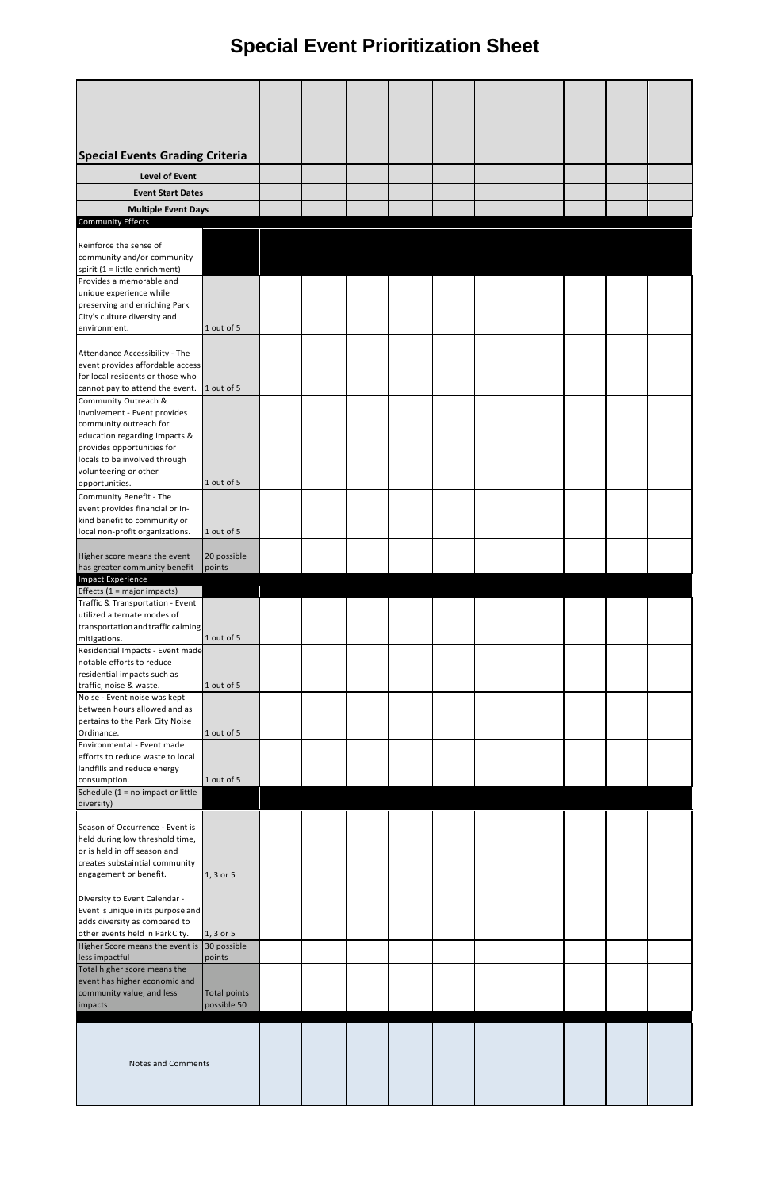# Special Event Prioritization Sheet

| Special Events Grading Criteria | | | | | | | | | | | |
|---|---|---|---|---|---|---|---|---|---|---|---|
| **Level of Event** | | | | | | | | | | | |
| **Event Start Dates** | | | | | | | | | | | |
| **Multiple Event Days** | | | | | | | | | | | |
| Community Effects | | | | | | | | | | | |
| Reinforce the sense of community and/or community spirit (1 = little enrichment) | | | | | | | | | | | |
| Provides a memorable and unique experience while preserving and enriching Park City's culture diversity and environment. | 1 out of 5 | | | | | | | | | | |
| Attendance Accessibility - The event provides affordable access for local residents or those who cannot pay to attend the event. | 1 out of 5 | | | | | | | | | | |
| Community Outreach & Involvement - Event provides community outreach for education regarding impacts & provides opportunities for locals to be involved through volunteering or other opportunities. | 1 out of 5 | | | | | | | | | | |
| Community Benefit - The event provides financial or in-kind benefit to community or local non-profit organizations. | 1 out of 5 | | | | | | | | | | |
| Higher score means the event has greater community benefit | 20 possible points | | | | | | | | | | |
| Impact Experience | | | | | | | | | | | |
| Effects (1 = major impacts) | | | | | | | | | | | |
| Traffic & Transportation - Event utilized alternate modes of transportation and traffic calming mitigations. | 1 out of 5 | | | | | | | | | | |
| Residential Impacts - Event made notable efforts to reduce residential impacts such as traffic, noise & waste. | 1 out of 5 | | | | | | | | | | |
| Noise - Event noise was kept between hours allowed and as pertains to the Park City Noise Ordinance. | 1 out of 5 | | | | | | | | | | |
| Environmental - Event made efforts to reduce waste to local landfills and reduce energy consumption. | 1 out of 5 | | | | | | | | | | |
| Schedule (1 = no impact or little diversity) | | | | | | | | | | | |
| Season of Occurrence - Event is held during low threshold time, or is held in off season and creates substaintial community engagement or benefit. | 1, 3 or 5 | | | | | | | | | | |
| Diversity to Event Calendar - Event is unique in its purpose and adds diversity as compared to other events held in Park City. | 1, 3 or 5 | | | | | | | | | | |
| Higher Score means the event is less impactful | 30 possible points | | | | | | | | | | |
| Total higher score means the event has higher economic and community value, and less impacts | Total points possible 50 | | | | | | | | | | |
| Notes and Comments | | | | | | | | | | | |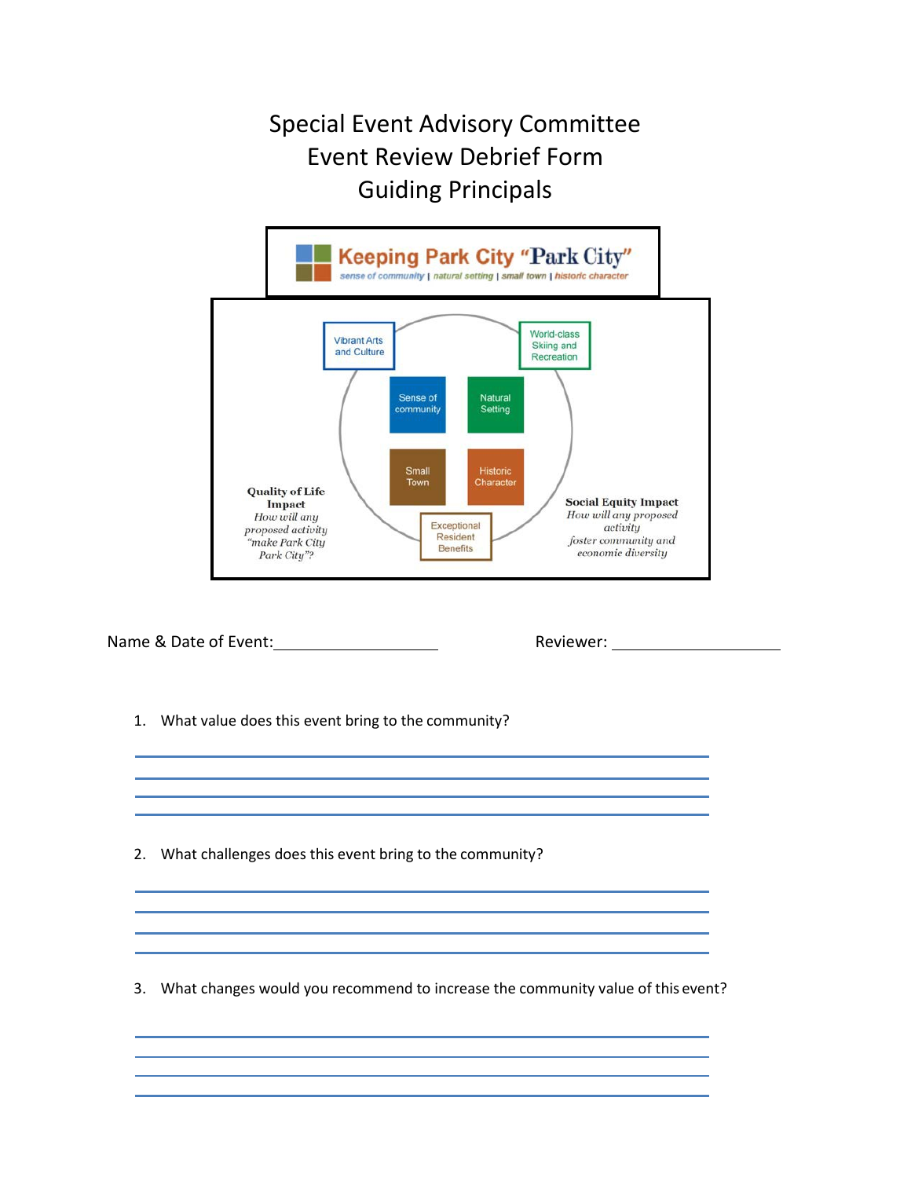# Special Event Advisory Committee
# Event Review Debrief Form
# Guiding Principals

Keeping Park City "Park City"

sense of community | natural setting | small town | historic character

Vibrant Arts and Culture

World-class Skiing and Recreation

Sense of community

Natural Setting

Small Town

Historic Character

Exceptional Resident Benefits

**Quality of Life Impact**
*How will any proposed activity "make Park City Park City"?*

**Social Equity Impact**
*How will any proposed activity foster community and economic diversity*

Name & Date of Event: ____________________ Reviewer: ____________________

1. What value does this event bring to the community?

2. What challenges does this event bring to the community?

3. What changes would you recommend to increase the community value of this event?